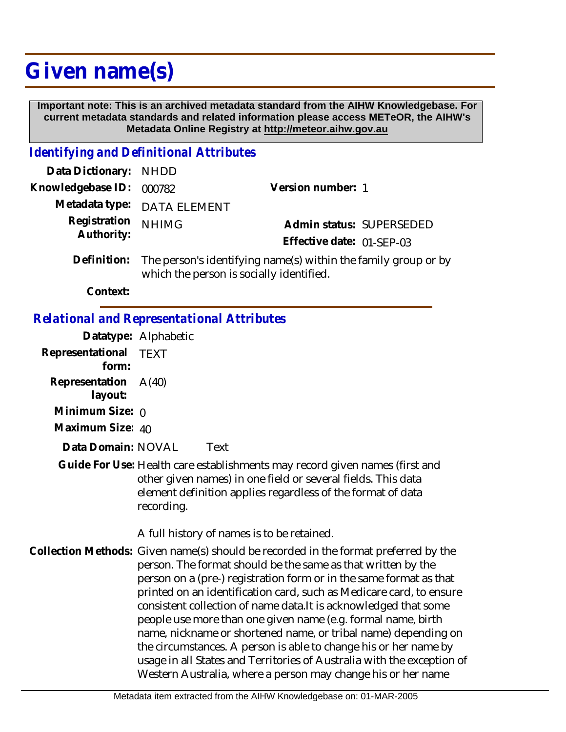# Given name(s)

**Important note: This is an archived metadata standard from the AIHW Knowledgebase. For current metadata standards and related information please access METeOR, the AIHW's Metadata Online Registry at http://meteor.aihw.gov.au**

## Identifying and Definitional Attributes

**Data Dictionary:** NHDD

**Knowledgebase ID:** 000782

**Version number:** 1

**Metadata type:** DATA ELEMENT

**Registration Authority:** NHIMG

**Admin status:** SUPERSEDED

**Effective date:** 01-SEP-03

**Definition:** The person's identifying name(s) within the family group or by which the person is socially identified.

**Context:**

## Relational and Representational Attributes

**Datatype:** Alphabetic

**Representational form:** TEXT

**Representation layout:** A(40)

**Minimum Size:** 0

**Maximum Size:** 40

**Data Domain:** NOVAL Text

**Guide For Use:** Health care establishments may record given names (first and other given names) in one field or several fields. This data element definition applies regardless of the format of data recording.

A full history of names is to be retained.

**Collection Methods:** Given name(s) should be recorded in the format preferred by the person. The format should be the same as that written by the person on a (pre-) registration form or in the same format as that printed on an identification card, such as Medicare card, to ensure consistent collection of name data.It is acknowledged that some people use more than one given name (e.g. formal name, birth name, nickname or shortened name, or tribal name) depending on the circumstances. A person is able to change his or her name by usage in all States and Territories of Australia with the exception of Western Australia, where a person may change his or her name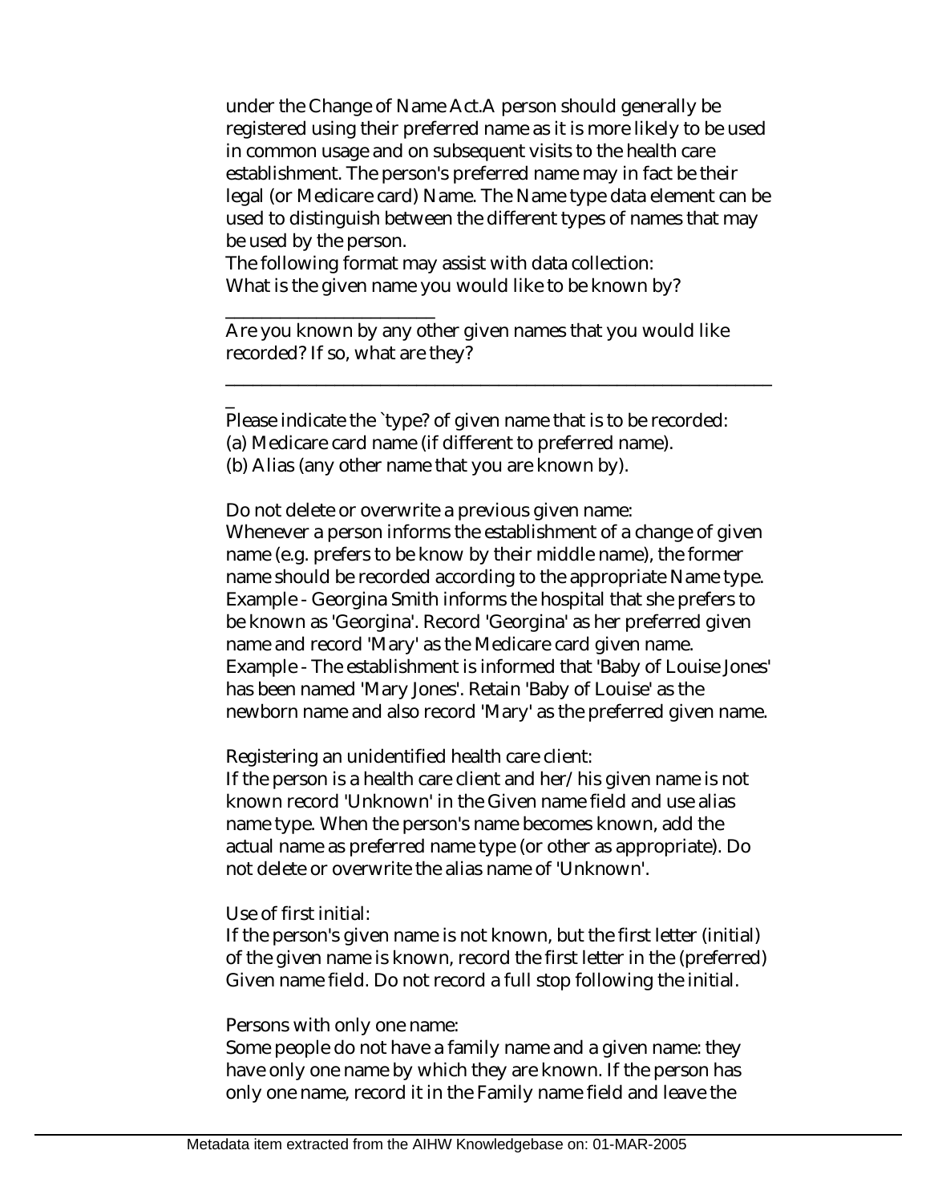under the Change of Name Act.A person should generally be registered using their preferred name as it is more likely to be used in common usage and on subsequent visits to the health care establishment. The person's preferred name may in fact be their legal (or Medicare card) Name. The Name type data element can be used to distinguish between the different types of names that may be used by the person.
The following format may assist with data collection:
What is the given name you would like to be known by?

________________________

Are you known by any other given names that you would like recorded? If so, what are they?

______________________________________________________________
_

Please indicate the `type? of given name that is to be recorded:
(a) Medicare card name (if different to preferred name).
(b) Alias (any other name that you are known by).

Do not delete or overwrite a previous given name:
Whenever a person informs the establishment of a change of given name (e.g. prefers to be know by their middle name), the former name should be recorded according to the appropriate Name type.
Example - Georgina Smith informs the hospital that she prefers to be known as 'Georgina'. Record 'Georgina' as her preferred given name and record 'Mary' as the Medicare card given name.
Example - The establishment is informed that 'Baby of Louise Jones' has been named 'Mary Jones'. Retain 'Baby of Louise' as the newborn name and also record 'Mary' as the preferred given name.

Registering an unidentified health care client:
If the person is a health care client and her/his given name is not known record 'Unknown' in the Given name field and use alias name type. When the person's name becomes known, add the actual name as preferred name type (or other as appropriate). Do not delete or overwrite the alias name of 'Unknown'.

Use of first initial:
If the person's given name is not known, but the first letter (initial) of the given name is known, record the first letter in the (preferred) Given name field. Do not record a full stop following the initial.

Persons with only one name:
Some people do not have a family name and a given name: they have only one name by which they are known. If the person has only one name, record it in the Family name field and leave the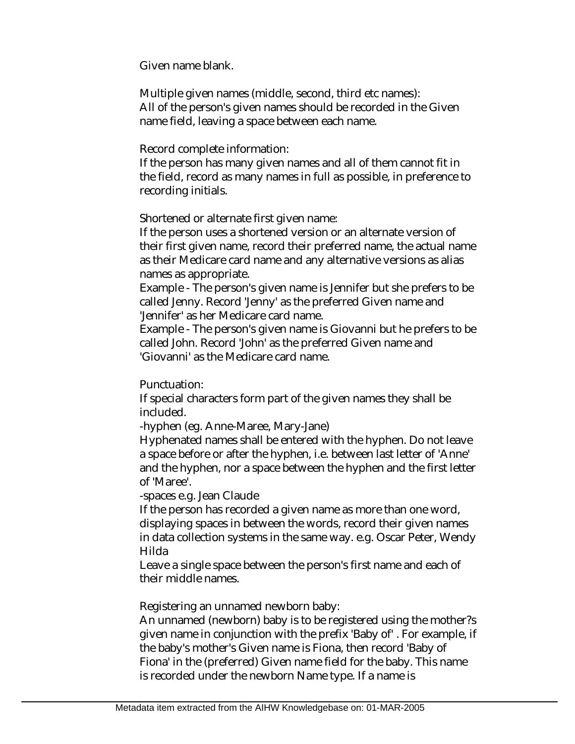Given name blank.

Multiple given names (middle, second, third etc names):
All of the person's given names should be recorded in the Given name field, leaving a space between each name.

Record complete information:
If the person has many given names and all of them cannot fit in the field, record as many names in full as possible, in preference to recording initials.

Shortened or alternate first given name:
If the person uses a shortened version or an alternate version of their first given name, record their preferred name, the actual name as their Medicare card name and any alternative versions as alias names as appropriate.
Example - The person's given name is Jennifer but she prefers to be called Jenny. Record 'Jenny' as the preferred Given name and 'Jennifer' as her Medicare card name.
Example - The person's given name is Giovanni but he prefers to be called John. Record 'John' as the preferred Given name and 'Giovanni' as the Medicare card name.

Punctuation:
If special characters form part of the given names they shall be included.
-hyphen (eg. Anne-Maree, Mary-Jane)
Hyphenated names shall be entered with the hyphen. Do not leave a space before or after the hyphen, i.e. between last letter of 'Anne' and the hyphen, nor a space between the hyphen and the first letter of 'Maree'.
-spaces e.g. Jean Claude
If the person has recorded a given name as more than one word, displaying spaces in between the words, record their given names in data collection systems in the same way. e.g. Oscar Peter, Wendy Hilda
Leave a single space between the person's first name and each of their middle names.

Registering an unnamed newborn baby:
An unnamed (newborn) baby is to be registered using the mother?s given name in conjunction with the prefix 'Baby of' . For example, if the baby's mother's Given name is Fiona, then record 'Baby of Fiona' in the (preferred) Given name field for the baby. This name is recorded under the newborn Name type. If a name is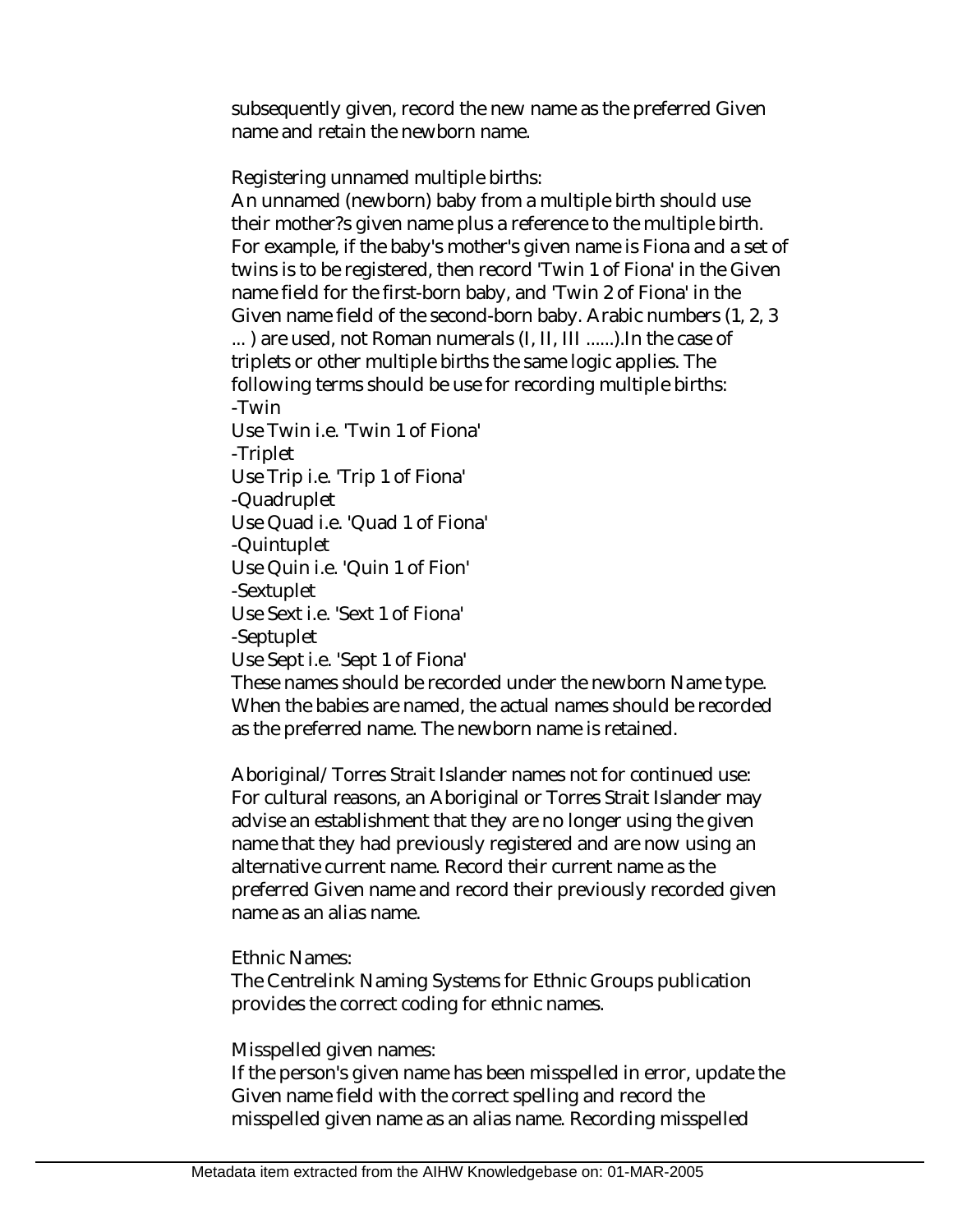subsequently given, record the new name as the preferred Given name and retain the newborn name.

Registering unnamed multiple births:
An unnamed (newborn) baby from a multiple birth should use their mother?s given name plus a reference to the multiple birth. For example, if the baby's mother's given name is Fiona and a set of twins is to be registered, then record 'Twin 1 of Fiona' in the Given name field for the first-born baby, and 'Twin 2 of Fiona' in the Given name field of the second-born baby. Arabic numbers (1, 2, 3 ... ) are used, not Roman numerals (I, II, III ......).In the case of triplets or other multiple births the same logic applies. The following terms should be use for recording multiple births:
-Twin
Use Twin i.e. 'Twin 1 of Fiona'
-Triplet
Use Trip i.e. 'Trip 1 of Fiona'
-Quadruplet
Use Quad i.e. 'Quad 1 of Fiona'
-Quintuplet
Use Quin i.e. 'Quin 1 of Fion'
-Sextuplet
Use Sext i.e. 'Sext 1 of Fiona'
-Septuplet
Use Sept i.e. 'Sept 1 of Fiona'
These names should be recorded under the newborn Name type. When the babies are named, the actual names should be recorded as the preferred name. The newborn name is retained.

Aboriginal/Torres Strait Islander names not for continued use:
For cultural reasons, an Aboriginal or Torres Strait Islander may advise an establishment that they are no longer using the given name that they had previously registered and are now using an alternative current name. Record their current name as the preferred Given name and record their previously recorded given name as an alias name.

Ethnic Names:
The Centrelink Naming Systems for Ethnic Groups publication provides the correct coding for ethnic names.

Misspelled given names:
If the person's given name has been misspelled in error, update the Given name field with the correct spelling and record the misspelled given name as an alias name. Recording misspelled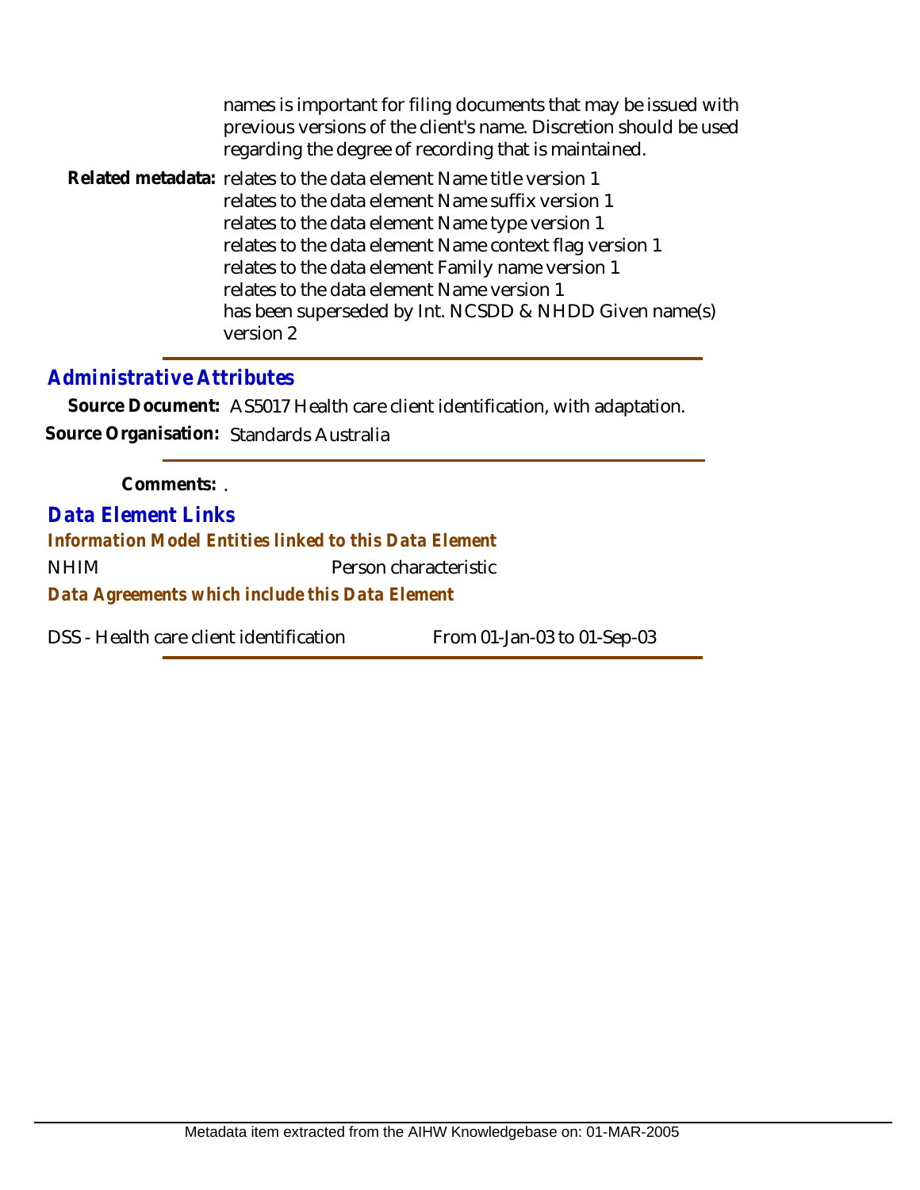names is important for filing documents that may be issued with previous versions of the client's name. Discretion should be used regarding the degree of recording that is maintained.

**Related metadata:** relates to the data element Name title version 1
relates to the data element Name suffix version 1
relates to the data element Name type version 1
relates to the data element Name context flag version 1
relates to the data element Family name version 1
relates to the data element Name version 1
has been superseded by Int. NCSDD & NHDD Given name(s) version 2

## Administrative Attributes

**Source Document:** AS5017 Health care client identification, with adaptation.

**Source Organisation:** Standards Australia

**Comments:** .

## Data Element Links

### Information Model Entities linked to this Data Element

| | |
|---|---|
| NHIM | Person characteristic |

### Data Agreements which include this Data Element

| | |
|---|---|
| DSS - Health care client identification | From 01-Jan-03 to 01-Sep-03 |